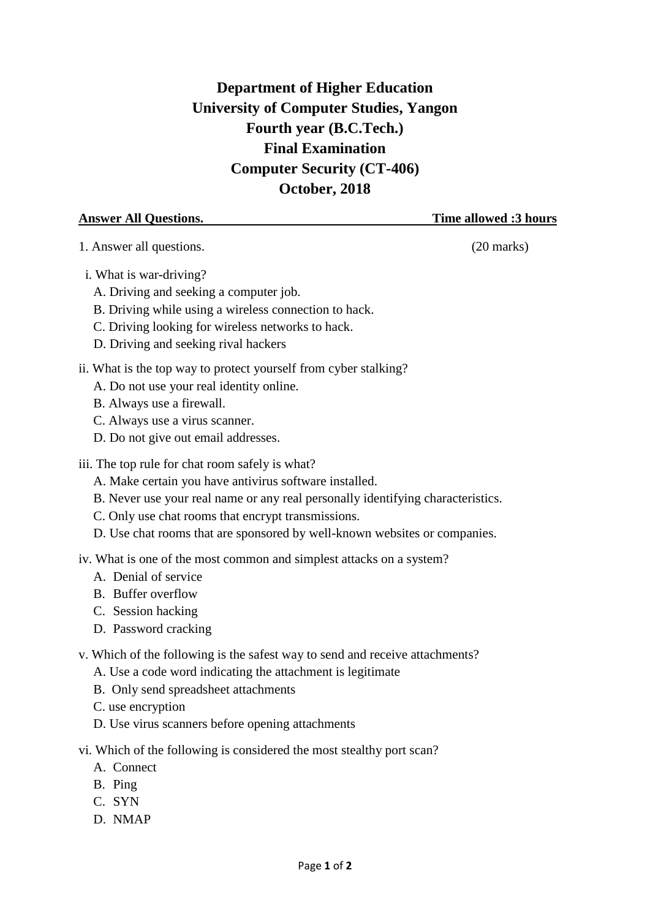# Department of Higher Education
# University of Computer Studies, Yangon
# Fourth year (B.C.Tech.)
# Final Examination
# Computer Security (CT-406)
# October, 2018

**Answer All Questions.** **Time allowed :3 hours**

1. Answer all questions. (20 marks)

i. What is war-driving?
   A. Driving and seeking a computer job.
   B. Driving while using a wireless connection to hack.
   C. Driving looking for wireless networks to hack.
   D. Driving and seeking rival hackers

ii. What is the top way to protect yourself from cyber stalking?
   A. Do not use your real identity online.
   B. Always use a firewall.
   C. Always use a virus scanner.
   D. Do not give out email addresses.

iii. The top rule for chat room safely is what?
   A. Make certain you have antivirus software installed.
   B. Never use your real name or any real personally identifying characteristics.
   C. Only use chat rooms that encrypt transmissions.
   D. Use chat rooms that are sponsored by well-known websites or companies.

iv. What is one of the most common and simplest attacks on a system?
   A. Denial of service
   B. Buffer overflow
   C. Session hacking
   D. Password cracking

v. Which of the following is the safest way to send and receive attachments?
   A. Use a code word indicating the attachment is legitimate
   B. Only send spreadsheet attachments
   C. use encryption
   D. Use virus scanners before opening attachments

vi. Which of the following is considered the most stealthy port scan?
   A. Connect
   B. Ping
   C. SYN
   D. NMAP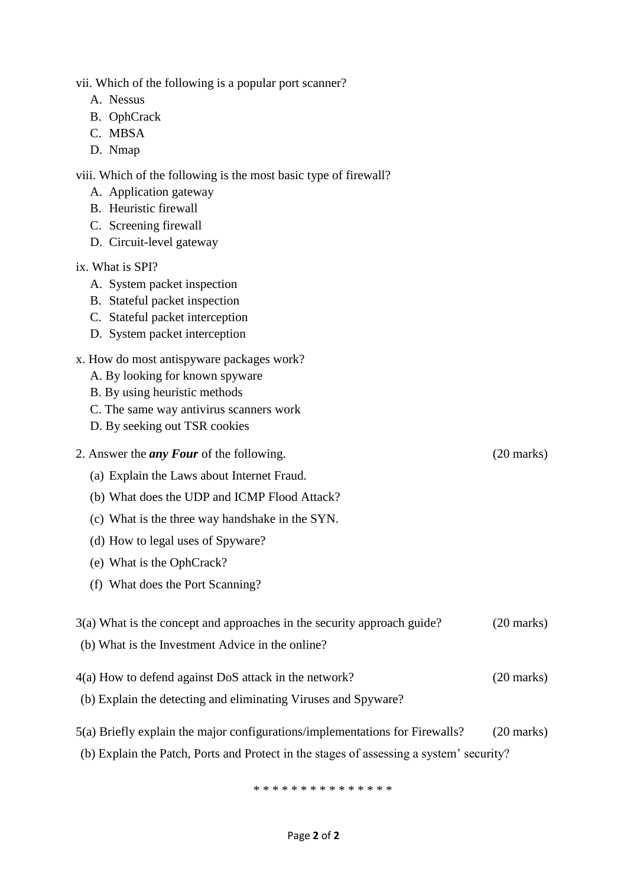vii. Which of the following is a popular port scanner?

A. Nessus
B. OphCrack
C. MBSA
D. Nmap

viii. Which of the following is the most basic type of firewall?

A. Application gateway
B. Heuristic firewall
C. Screening firewall
D. Circuit-level gateway

ix. What is SPI?

A. System packet inspection
B. Stateful packet inspection
C. Stateful packet interception
D. System packet interception

x. How do most antispyware packages work?

A. By looking for known spyware
B. By using heuristic methods
C. The same way antivirus scanners work
D. By seeking out TSR cookies

2. Answer the ***any Four*** of the following. (20 marks)

(a) Explain the Laws about Internet Fraud.

(b) What does the UDP and ICMP Flood Attack?

(c) What is the three way handshake in the SYN.

(d) How to legal uses of Spyware?

(e) What is the OphCrack?

(f) What does the Port Scanning?

3(a) What is the concept and approaches in the security approach guide? (20 marks)

(b) What is the Investment Advice in the online?

4(a) How to defend against DoS attack in the network? (20 marks)

(b) Explain the detecting and eliminating Viruses and Spyware?

5(a) Briefly explain the major configurations/implementations for Firewalls? (20 marks)

(b) Explain the Patch, Ports and Protect in the stages of assessing a system' security?

* * * * * * * * * * * * * * *